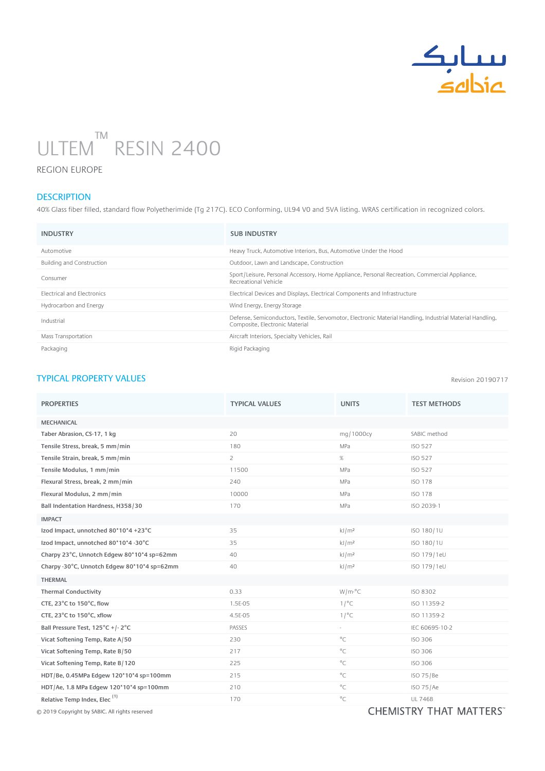# ULTEM™ RESIN 2400

REGION EUROPE

## DESCRIPTION

40% Glass fiber filled, standard flow Polyetherimide (Tg 217C). ECO Conforming, UL94 V0 and 5VA listing. WRAS certification in recognized colors.

| INDUSTRY | SUB INDUSTRY |
| --- | --- |
| Automotive | Heavy Truck, Automotive Interiors, Bus, Automotive Under the Hood |
| Building and Construction | Outdoor, Lawn and Landscape, Construction |
| Consumer | Sport/Leisure, Personal Accessory, Home Appliance, Personal Recreation, Commercial Appliance, Recreational Vehicle |
| Electrical and Electronics | Electrical Devices and Displays, Electrical Components and Infrastructure |
| Hydrocarbon and Energy | Wind Energy, Energy Storage |
| Industrial | Defense, Semiconductors, Textile, Servomotor, Electronic Material Handling, Industrial Material Handling, Composite, Electronic Material |
| Mass Transportation | Aircraft Interiors, Specialty Vehicles, Rail |
| Packaging | Rigid Packaging |

## TYPICAL PROPERTY VALUES

Revision 20190717

| PROPERTIES | TYPICAL VALUES | UNITS | TEST METHODS |
| --- | --- | --- | --- |
| MECHANICAL | | | |
| **Taber Abrasion, CS-17, 1 kg** | 20 | mg/1000cy | SABIC method |
| **Tensile Stress, break, 5 mm/min** | 180 | MPa | ISO 527 |
| **Tensile Strain, break, 5 mm/min** | 2 | % | ISO 527 |
| **Tensile Modulus, 1 mm/min** | 11500 | MPa | ISO 527 |
| **Flexural Stress, break, 2 mm/min** | 240 | MPa | ISO 178 |
| **Flexural Modulus, 2 mm/min** | 10000 | MPa | ISO 178 |
| **Ball Indentation Hardness, H358/30** | 170 | MPa | ISO 2039-1 |
| IMPACT | | | |
| **Izod Impact, unnotched 80*10*4 +23°C** | 35 | kJ/m² | ISO 180/1U |
| **Izod Impact, unnotched 80*10*4 -30°C** | 35 | kJ/m² | ISO 180/1U |
| **Charpy 23°C, Unnotch Edgew 80*10*4 sp=62mm** | 40 | kJ/m² | ISO 179/1eU |
| **Charpy -30°C, Unnotch Edgew 80*10*4 sp=62mm** | 40 | kJ/m² | ISO 179/1eU |
| THERMAL | | | |
| **Thermal Conductivity** | 0.33 | W/m-°C | ISO 8302 |
| **CTE, 23°C to 150°C, flow** | 1.5E-05 | 1/°C | ISO 11359-2 |
| **CTE, 23°C to 150°C, xflow** | 4.5E-05 | 1/°C | ISO 11359-2 |
| **Ball Pressure Test, 125°C +/- 2°C** | PASSES | - | IEC 60695-10-2 |
| **Vicat Softening Temp, Rate A/50** | 230 | °C | ISO 306 |
| **Vicat Softening Temp, Rate B/50** | 217 | °C | ISO 306 |
| **Vicat Softening Temp, Rate B/120** | 225 | °C | ISO 306 |
| **HDT/Be, 0.45MPa Edgew 120*10*4 sp=100mm** | 215 | °C | ISO 75/Be |
| **HDT/Ae, 1.8 MPa Edgew 120*10*4 sp=100mm** | 210 | °C | ISO 75/Ae |
| **Relative Temp Index, Elec** (1) | 170 | °C | UL 746B |

© 2019 Copyright by SABIC. All rights reserved

CHEMISTRY THAT MATTERS™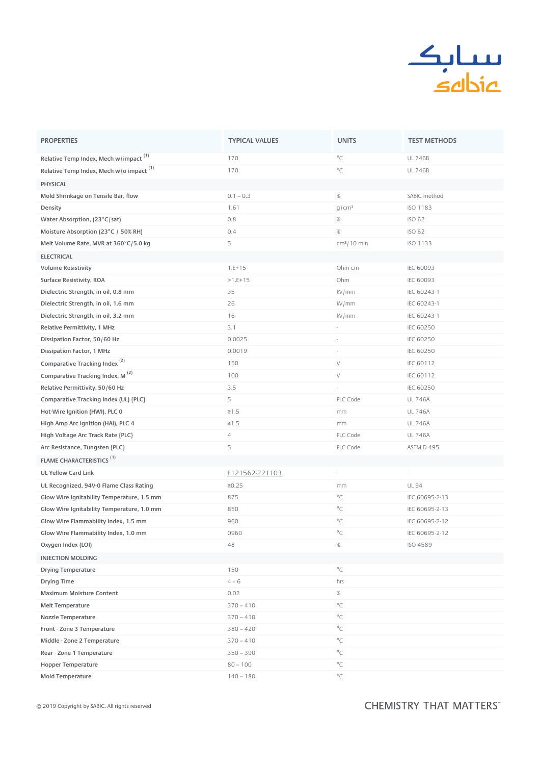| PROPERTIES | TYPICAL VALUES | UNITS | TEST METHODS |
|---|---|---|---|
| Relative Temp Index, Mech w/impact [1] | 170 | °C | UL 746B |
| Relative Temp Index, Mech w/o impact [1] | 170 | °C | UL 746B |
| **PHYSICAL** | | | |
| Mold Shrinkage on Tensile Bar, flow | 0.1 – 0.3 | % | SABIC method |
| Density | 1.61 | g/cm³ | ISO 1183 |
| Water Absorption, (23°C/sat) | 0.8 | % | ISO 62 |
| Moisture Absorption (23°C / 50% RH) | 0.4 | % | ISO 62 |
| Melt Volume Rate, MVR at 360°C/5.0 kg | 5 | cm³/10 min | ISO 1133 |
| **ELECTRICAL** | | | |
| Volume Resistivity | 1.E+15 | Ohm-cm | IEC 60093 |
| Surface Resistivity, ROA | >1.E+15 | Ohm | IEC 60093 |
| Dielectric Strength, in oil, 0.8 mm | 35 | kV/mm | IEC 60243-1 |
| Dielectric Strength, in oil, 1.6 mm | 26 | kV/mm | IEC 60243-1 |
| Dielectric Strength, in oil, 3.2 mm | 16 | kV/mm | IEC 60243-1 |
| Relative Permittivity, 1 MHz | 3.1 | - | IEC 60250 |
| Dissipation Factor, 50/60 Hz | 0.0025 | - | IEC 60250 |
| Dissipation Factor, 1 MHz | 0.0019 | - | IEC 60250 |
| Comparative Tracking Index [2] | 150 | V | IEC 60112 |
| Comparative Tracking Index, M [2] | 100 | V | IEC 60112 |
| Relative Permittivity, 50/60 Hz | 3.5 | - | IEC 60250 |
| Comparative Tracking Index (UL) {PLC} | 5 | PLC Code | UL 746A |
| Hot-Wire Ignition (HWI), PLC 0 | ≥1.5 | mm | UL 746A |
| High Amp Arc Ignition (HAI), PLC 4 | ≥1.5 | mm | UL 746A |
| High Voltage Arc Track Rate {PLC} | 4 | PLC Code | UL 746A |
| Arc Resistance, Tungsten {PLC} | 5 | PLC Code | ASTM D 495 |
| **FLAME CHARACTERISTICS** [1] | | | |
| UL Yellow Card Link | E121562-221103 | - | - |
| UL Recognized, 94V-0 Flame Class Rating | ≥0.25 | mm | UL 94 |
| Glow Wire Ignitability Temperature, 1.5 mm | 875 | °C | IEC 60695-2-13 |
| Glow Wire Ignitability Temperature, 1.0 mm | 850 | °C | IEC 60695-2-13 |
| Glow Wire Flammability Index, 1.5 mm | 960 | °C | IEC 60695-2-12 |
| Glow Wire Flammability Index, 1.0 mm | 0960 | °C | IEC 60695-2-12 |
| Oxygen Index (LOI) | 48 | % | ISO 4589 |
| **INJECTION MOLDING** | | | |
| Drying Temperature | 150 | °C | |
| Drying Time | 4 – 6 | hrs | |
| Maximum Moisture Content | 0.02 | % | |
| Melt Temperature | 370 – 410 | °C | |
| Nozzle Temperature | 370 – 410 | °C | |
| Front - Zone 3 Temperature | 380 – 420 | °C | |
| Middle - Zone 2 Temperature | 370 – 410 | °C | |
| Rear - Zone 1 Temperature | 350 – 390 | °C | |
| Hopper Temperature | 80 – 100 | °C | |
| Mold Temperature | 140 – 180 | °C | |

© 2019 Copyright by SABIC. All rights reserved

CHEMISTRY THAT MATTERS™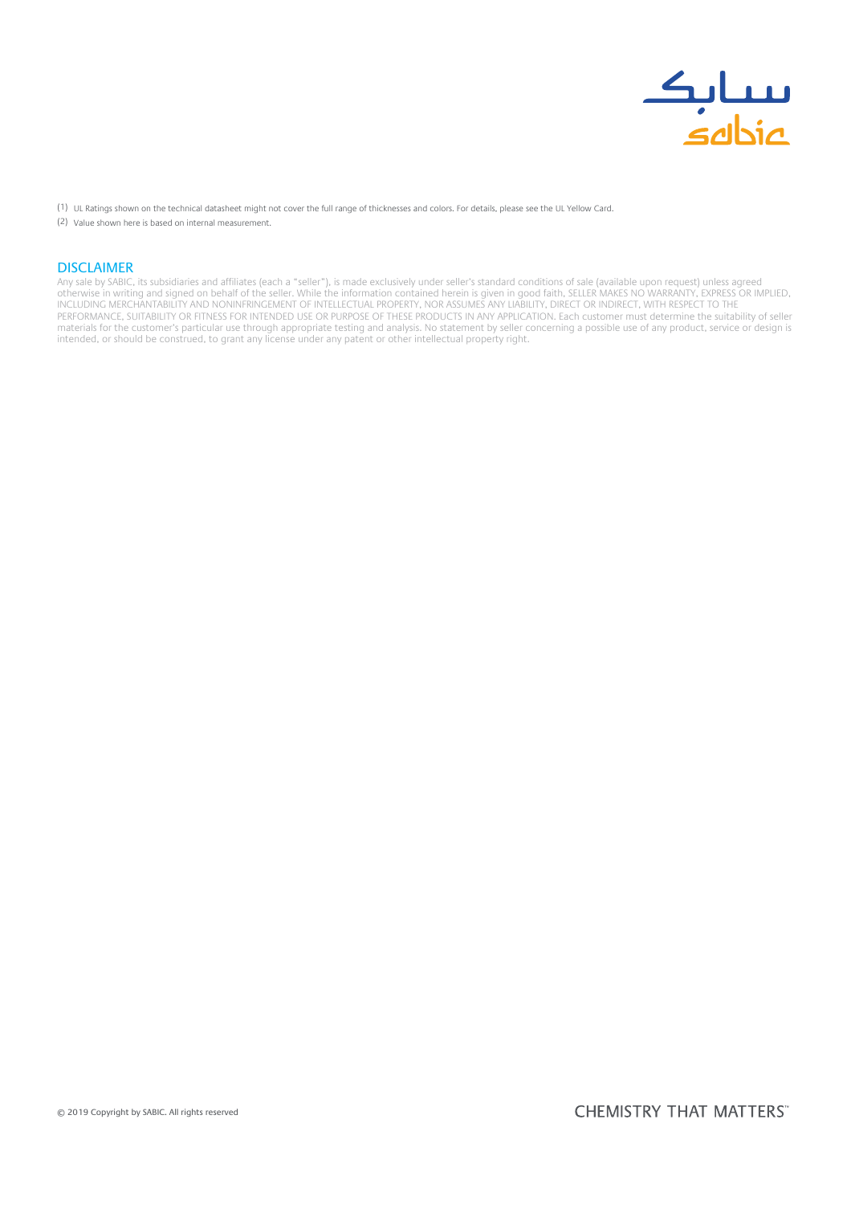(1) UL Ratings shown on the technical datasheet might not cover the full range of thicknesses and colors. For details, please see the UL Yellow Card.

(2) Value shown here is based on internal measurement.

## DISCLAIMER

Any sale by SABIC, its subsidiaries and affiliates (each a "seller"), is made exclusively under seller's standard conditions of sale (available upon request) unless agreed otherwise in writing and signed on behalf of the seller. While the information contained herein is given in good faith, SELLER MAKES NO WARRANTY, EXPRESS OR IMPLIED, INCLUDING MERCHANTABILITY AND NONINFRINGEMENT OF INTELLECTUAL PROPERTY, NOR ASSUMES ANY LIABILITY, DIRECT OR INDIRECT, WITH RESPECT TO THE PERFORMANCE, SUITABILITY OR FITNESS FOR INTENDED USE OR PURPOSE OF THESE PRODUCTS IN ANY APPLICATION. Each customer must determine the suitability of seller materials for the customer's particular use through appropriate testing and analysis. No statement by seller concerning a possible use of any product, service or design is intended, or should be construed, to grant any license under any patent or other intellectual property right.

© 2019 Copyright by SABIC. All rights reserved

CHEMISTRY THAT MATTERS™